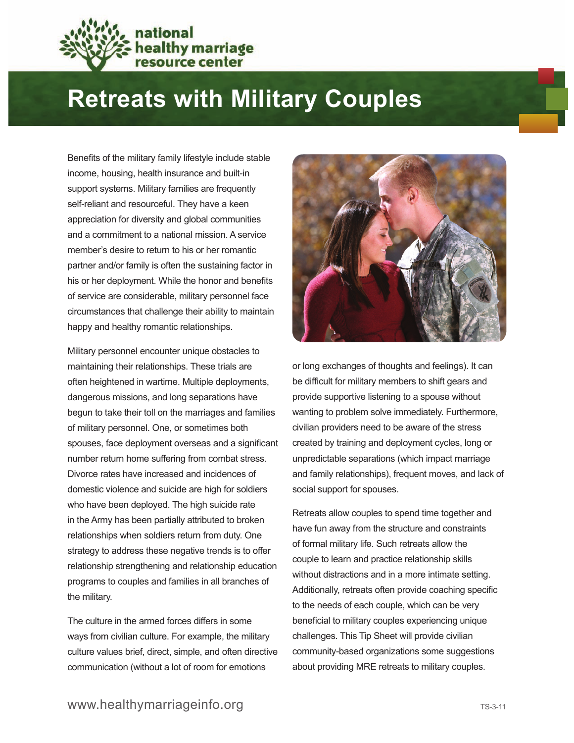national healthy marriage resource center

# Retreats with Military Couples

Benefits of the military family lifestyle include stable income, housing, health insurance and built-in support systems. Military families are frequently self-reliant and resourceful. They have a keen appreciation for diversity and global communities and a commitment to a national mission. A service member's desire to return to his or her romantic partner and/or family is often the sustaining factor in his or her deployment. While the honor and benefits of service are considerable, military personnel face circumstances that challenge their ability to maintain happy and healthy romantic relationships.

Military personnel encounter unique obstacles to maintaining their relationships. These trials are often heightened in wartime. Multiple deployments, dangerous missions, and long separations have begun to take their toll on the marriages and families of military personnel. One, or sometimes both spouses, face deployment overseas and a significant number return home suffering from combat stress. Divorce rates have increased and incidences of domestic violence and suicide are high for soldiers who have been deployed. The high suicide rate in the Army has been partially attributed to broken relationships when soldiers return from duty. One strategy to address these negative trends is to offer relationship strengthening and relationship education programs to couples and families in all branches of the military.

The culture in the armed forces differs in some ways from civilian culture. For example, the military culture values brief, direct, simple, and often directive communication (without a lot of room for emotions or long exchanges of thoughts and feelings). It can be difficult for military members to shift gears and provide supportive listening to a spouse without wanting to problem solve immediately. Furthermore, civilian providers need to be aware of the stress created by training and deployment cycles, long or unpredictable separations (which impact marriage and family relationships), frequent moves, and lack of social support for spouses.

Retreats allow couples to spend time together and have fun away from the structure and constraints of formal military life. Such retreats allow the couple to learn and practice relationship skills without distractions and in a more intimate setting. Additionally, retreats often provide coaching specific to the needs of each couple, which can be very beneficial to military couples experiencing unique challenges. This Tip Sheet will provide civilian community-based organizations some suggestions about providing MRE retreats to military couples.

www.healthymarriageinfo.org

TS-3-11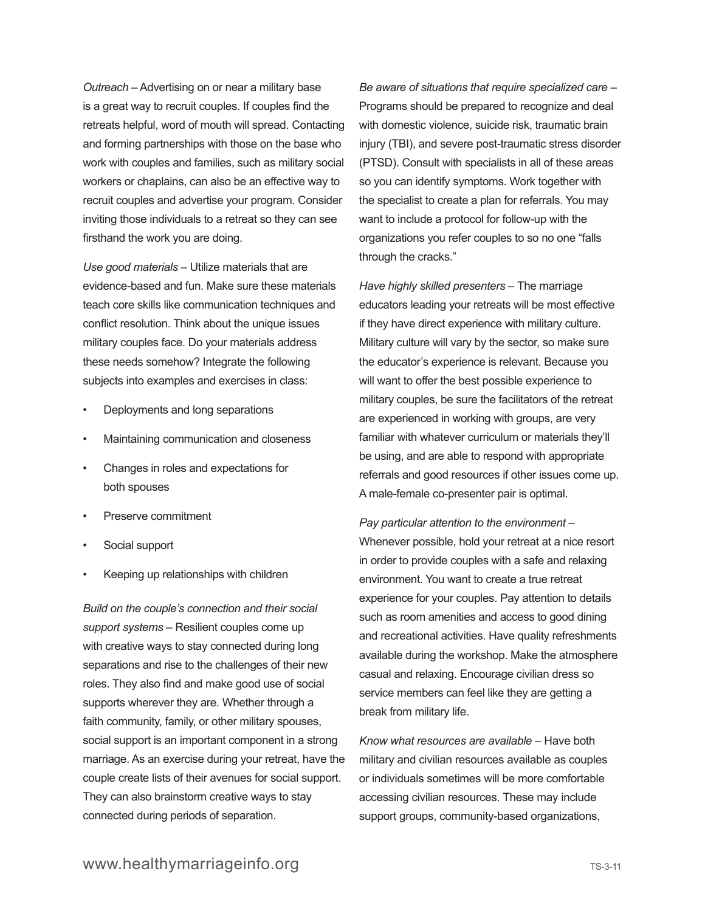*Outreach* – Advertising on or near a military base is a great way to recruit couples. If couples find the retreats helpful, word of mouth will spread. Contacting and forming partnerships with those on the base who work with couples and families, such as military social workers or chaplains, can also be an effective way to recruit couples and advertise your program. Consider inviting those individuals to a retreat so they can see firsthand the work you are doing.

*Use good materials* – Utilize materials that are evidence-based and fun. Make sure these materials teach core skills like communication techniques and conflict resolution. Think about the unique issues military couples face. Do your materials address these needs somehow? Integrate the following subjects into examples and exercises in class:

- Deployments and long separations
- Maintaining communication and closeness
- Changes in roles and expectations for both spouses
- Preserve commitment
- Social support
- Keeping up relationships with children

*Build on the couple's connection and their social support systems* – Resilient couples come up with creative ways to stay connected during long separations and rise to the challenges of their new roles. They also find and make good use of social supports wherever they are. Whether through a faith community, family, or other military spouses, social support is an important component in a strong marriage. As an exercise during your retreat, have the couple create lists of their avenues for social support. They can also brainstorm creative ways to stay connected during periods of separation.

*Be aware of situations that require specialized care* – Programs should be prepared to recognize and deal with domestic violence, suicide risk, traumatic brain injury (TBI), and severe post-traumatic stress disorder (PTSD). Consult with specialists in all of these areas so you can identify symptoms. Work together with the specialist to create a plan for referrals. You may want to include a protocol for follow-up with the organizations you refer couples to so no one "falls through the cracks."

*Have highly skilled presenters* – The marriage educators leading your retreats will be most effective if they have direct experience with military culture. Military culture will vary by the sector, so make sure the educator's experience is relevant. Because you will want to offer the best possible experience to military couples, be sure the facilitators of the retreat are experienced in working with groups, are very familiar with whatever curriculum or materials they'll be using, and are able to respond with appropriate referrals and good resources if other issues come up. A male-female co-presenter pair is optimal.

*Pay particular attention to the environment* – Whenever possible, hold your retreat at a nice resort in order to provide couples with a safe and relaxing environment. You want to create a true retreat experience for your couples. Pay attention to details such as room amenities and access to good dining and recreational activities. Have quality refreshments available during the workshop. Make the atmosphere casual and relaxing. Encourage civilian dress so service members can feel like they are getting a break from military life.

*Know what resources are available* – Have both military and civilian resources available as couples or individuals sometimes will be more comfortable accessing civilian resources. These may include support groups, community-based organizations,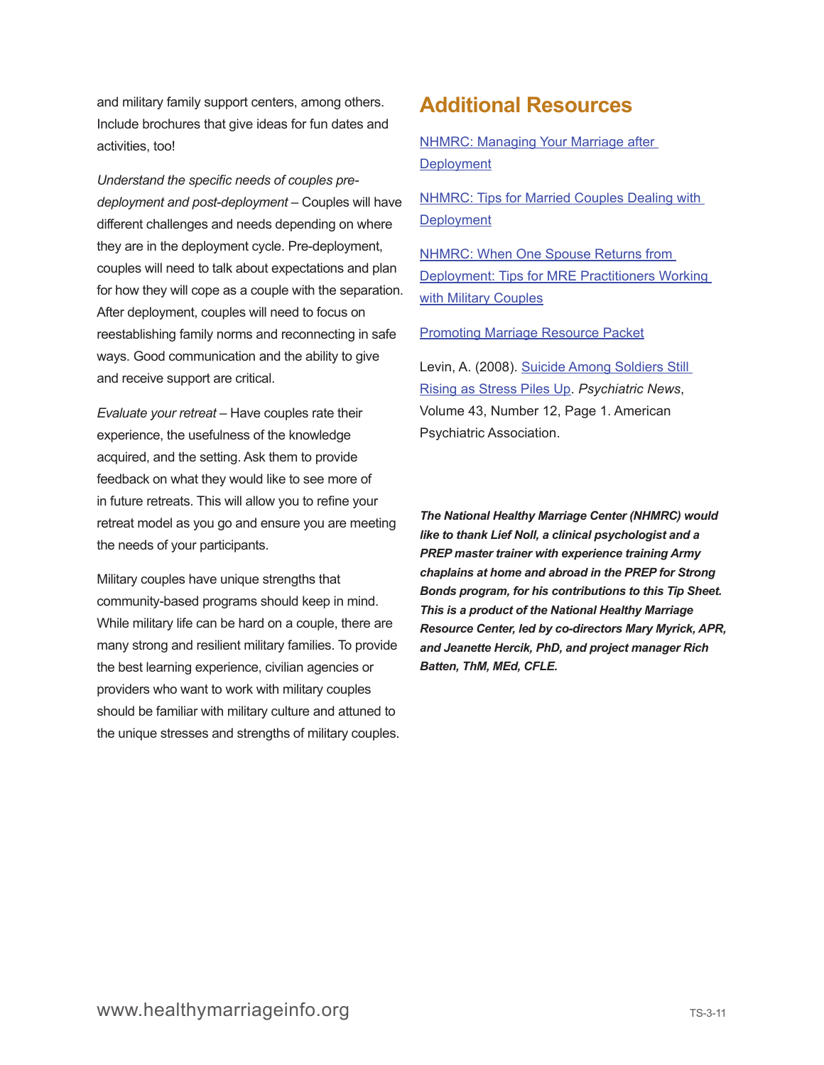and military family support centers, among others. Include brochures that give ideas for fun dates and activities, too!

*Understand the specific needs of couples pre-deployment and post-deployment* – Couples will have different challenges and needs depending on where they are in the deployment cycle. Pre-deployment, couples will need to talk about expectations and plan for how they will cope as a couple with the separation. After deployment, couples will need to focus on reestablishing family norms and reconnecting in safe ways. Good communication and the ability to give and receive support are critical.

*Evaluate your retreat* – Have couples rate their experience, the usefulness of the knowledge acquired, and the setting. Ask them to provide feedback on what they would like to see more of in future retreats. This will allow you to refine your retreat model as you go and ensure you are meeting the needs of your participants.

Military couples have unique strengths that community-based programs should keep in mind. While military life can be hard on a couple, there are many strong and resilient military families. To provide the best learning experience, civilian agencies or providers who want to work with military couples should be familiar with military culture and attuned to the unique stresses and strengths of military couples.

## Additional Resources

NHMRC: Managing Your Marriage after Deployment

NHMRC: Tips for Married Couples Dealing with Deployment

NHMRC: When One Spouse Returns from Deployment: Tips for MRE Practitioners Working with Military Couples

Promoting Marriage Resource Packet

Levin, A. (2008). Suicide Among Soldiers Still Rising as Stress Piles Up. *Psychiatric News*, Volume 43, Number 12, Page 1. American Psychiatric Association.

***The National Healthy Marriage Center (NHMRC) would like to thank Lief Noll, a clinical psychologist and a PREP master trainer with experience training Army chaplains at home and abroad in the PREP for Strong Bonds program, for his contributions to this Tip Sheet. This is a product of the National Healthy Marriage Resource Center, led by co-directors Mary Myrick, APR, and Jeanette Hercik, PhD, and project manager Rich Batten, ThM, MEd, CFLE.***

www.healthymarriageinfo.org

TS-3-11